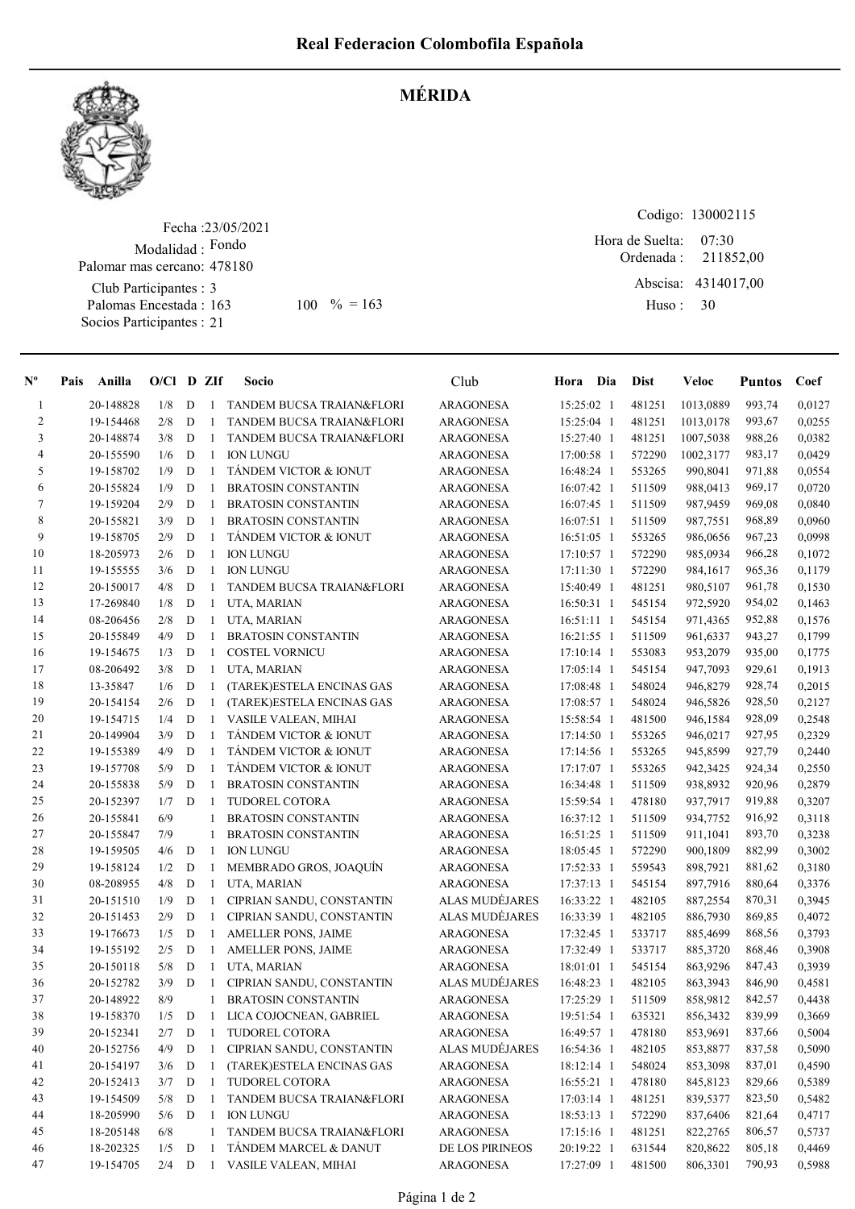# Real Federacion Colombofila Española

## MÉRIDA

Fecha :23/05/2021
Modalidad : Fondo
Palomar mas cercano: 478180
Club Participantes : 3
Palomas Encestada : 163 100 % = 163
Socios Participantes : 21

Codigo: 130002115
Hora de Suelta: 07:30
Ordenada : 211852,00
Abscisa: 4314017,00
Huso : 30

| Nº | Pais | Anilla | O/Cl | D | ZIf | Socio | Club | Hora Dia | Dist | Veloc | Puntos | Coef |
|---|---|---|---|---|---|---|---|---|---|---|---|---|
| 1 | | 20-148828 | 1/8 | D | 1 | TANDEM BUCSA TRAIAN&FLORI | ARAGONESA | 15:25:02 1 | 481251 | 1013,0889 | 993,74 | 0,0127 |
| 2 | | 19-154468 | 2/8 | D | 1 | TANDEM BUCSA TRAIAN&FLORI | ARAGONESA | 15:25:04 1 | 481251 | 1013,0178 | 993,67 | 0,0255 |
| 3 | | 20-148874 | 3/8 | D | 1 | TANDEM BUCSA TRAIAN&FLORI | ARAGONESA | 15:27:40 1 | 481251 | 1007,5038 | 988,26 | 0,0382 |
| 4 | | 20-155590 | 1/6 | D | 1 | ION LUNGU | ARAGONESA | 17:00:58 1 | 572290 | 1002,3177 | 983,17 | 0,0429 |
| 5 | | 19-158702 | 1/9 | D | 1 | TÁNDEM VICTOR & IONUT | ARAGONESA | 16:48:24 1 | 553265 | 990,8041 | 971,88 | 0,0554 |
| 6 | | 20-155824 | 1/9 | D | 1 | BRATOSIN CONSTANTIN | ARAGONESA | 16:07:42 1 | 511509 | 988,0413 | 969,17 | 0,0720 |
| 7 | | 19-159204 | 2/9 | D | 1 | BRATOSIN CONSTANTIN | ARAGONESA | 16:07:45 1 | 511509 | 987,9459 | 969,08 | 0,0840 |
| 8 | | 20-155821 | 3/9 | D | 1 | BRATOSIN CONSTANTIN | ARAGONESA | 16:07:51 1 | 511509 | 987,7551 | 968,89 | 0,0960 |
| 9 | | 19-158705 | 2/9 | D | 1 | TÁNDEM VICTOR & IONUT | ARAGONESA | 16:51:05 1 | 553265 | 986,0656 | 967,23 | 0,0998 |
| 10 | | 18-205973 | 2/6 | D | 1 | ION LUNGU | ARAGONESA | 17:10:57 1 | 572290 | 985,0934 | 966,28 | 0,1072 |
| 11 | | 19-155555 | 3/6 | D | 1 | ION LUNGU | ARAGONESA | 17:11:30 1 | 572290 | 984,1617 | 965,36 | 0,1179 |
| 12 | | 20-150017 | 4/8 | D | 1 | TANDEM BUCSA TRAIAN&FLORI | ARAGONESA | 15:40:49 1 | 481251 | 980,5107 | 961,78 | 0,1530 |
| 13 | | 17-269840 | 1/8 | D | 1 | UTA, MARIAN | ARAGONESA | 16:50:31 1 | 545154 | 972,5920 | 954,02 | 0,1463 |
| 14 | | 08-206456 | 2/8 | D | 1 | UTA, MARIAN | ARAGONESA | 16:51:11 1 | 545154 | 971,4365 | 952,88 | 0,1576 |
| 15 | | 20-155849 | 4/9 | D | 1 | BRATOSIN CONSTANTIN | ARAGONESA | 16:21:55 1 | 511509 | 961,6337 | 943,27 | 0,1799 |
| 16 | | 19-154675 | 1/3 | D | 1 | COSTEL VORNICU | ARAGONESA | 17:10:14 1 | 553083 | 953,2079 | 935,00 | 0,1775 |
| 17 | | 08-206492 | 3/8 | D | 1 | UTA, MARIAN | ARAGONESA | 17:05:14 1 | 545154 | 947,7093 | 929,61 | 0,1913 |
| 18 | | 13-35847 | 1/6 | D | 1 | (TAREK)ESTELA ENCINAS GAS | ARAGONESA | 17:08:48 1 | 548024 | 946,8279 | 928,74 | 0,2015 |
| 19 | | 20-154154 | 2/6 | D | 1 | (TAREK)ESTELA ENCINAS GAS | ARAGONESA | 17:08:57 1 | 548024 | 946,5826 | 928,50 | 0,2127 |
| 20 | | 19-154715 | 1/4 | D | 1 | VASILE VALEAN, MIHAI | ARAGONESA | 15:58:54 1 | 481500 | 946,1584 | 928,09 | 0,2548 |
| 21 | | 20-149904 | 3/9 | D | 1 | TÁNDEM VICTOR & IONUT | ARAGONESA | 17:14:50 1 | 553265 | 946,0217 | 927,95 | 0,2329 |
| 22 | | 19-155389 | 4/9 | D | 1 | TÁNDEM VICTOR & IONUT | ARAGONESA | 17:14:56 1 | 553265 | 945,8599 | 927,79 | 0,2440 |
| 23 | | 19-157708 | 5/9 | D | 1 | TÁNDEM VICTOR & IONUT | ARAGONESA | 17:17:07 1 | 553265 | 942,3425 | 924,34 | 0,2550 |
| 24 | | 20-155838 | 5/9 | D | 1 | BRATOSIN CONSTANTIN | ARAGONESA | 16:34:48 1 | 511509 | 938,8932 | 920,96 | 0,2879 |
| 25 | | 20-152397 | 1/7 | D | 1 | TUDOREL COTORA | ARAGONESA | 15:59:54 1 | 478180 | 937,7917 | 919,88 | 0,3207 |
| 26 | | 20-155841 | 6/9 | | 1 | BRATOSIN CONSTANTIN | ARAGONESA | 16:37:12 1 | 511509 | 934,7752 | 916,92 | 0,3118 |
| 27 | | 20-155847 | 7/9 | | 1 | BRATOSIN CONSTANTIN | ARAGONESA | 16:51:25 1 | 511509 | 911,1041 | 893,70 | 0,3238 |
| 28 | | 19-159505 | 4/6 | D | 1 | ION LUNGU | ARAGONESA | 18:05:45 1 | 572290 | 900,1809 | 882,99 | 0,3002 |
| 29 | | 19-158124 | 1/2 | D | 1 | MEMBRADO GROS, JOAQUÍN | ARAGONESA | 17:52:33 1 | 559543 | 898,7921 | 881,62 | 0,3180 |
| 30 | | 08-208955 | 4/8 | D | 1 | UTA, MARIAN | ARAGONESA | 17:37:13 1 | 545154 | 897,7916 | 880,64 | 0,3376 |
| 31 | | 20-151510 | 1/9 | D | 1 | CIPRIAN SANDU, CONSTANTIN | ALAS MUDÉJARES | 16:33:22 1 | 482105 | 887,2554 | 870,31 | 0,3945 |
| 32 | | 20-151453 | 2/9 | D | 1 | CIPRIAN SANDU, CONSTANTIN | ALAS MUDÉJARES | 16:33:39 1 | 482105 | 886,7930 | 869,85 | 0,4072 |
| 33 | | 19-176673 | 1/5 | D | 1 | AMELLER PONS, JAIME | ARAGONESA | 17:32:45 1 | 533717 | 885,4699 | 868,56 | 0,3793 |
| 34 | | 19-155192 | 2/5 | D | 1 | AMELLER PONS, JAIME | ARAGONESA | 17:32:49 1 | 533717 | 885,3720 | 868,46 | 0,3908 |
| 35 | | 20-150118 | 5/8 | D | 1 | UTA, MARIAN | ARAGONESA | 18:01:01 1 | 545154 | 863,9296 | 847,43 | 0,3939 |
| 36 | | 20-152782 | 3/9 | D | 1 | CIPRIAN SANDU, CONSTANTIN | ALAS MUDÉJARES | 16:48:23 1 | 482105 | 863,3943 | 846,90 | 0,4581 |
| 37 | | 20-148922 | 8/9 | | 1 | BRATOSIN CONSTANTIN | ARAGONESA | 17:25:29 1 | 511509 | 858,9812 | 842,57 | 0,4438 |
| 38 | | 19-158370 | 1/5 | D | 1 | LICA COJOCNEAN, GABRIEL | ARAGONESA | 19:51:54 1 | 635321 | 856,3432 | 839,99 | 0,3669 |
| 39 | | 20-152341 | 2/7 | D | 1 | TUDOREL COTORA | ARAGONESA | 16:49:57 1 | 478180 | 853,9691 | 837,66 | 0,5004 |
| 40 | | 20-152756 | 4/9 | D | 1 | CIPRIAN SANDU, CONSTANTIN | ALAS MUDÉJARES | 16:54:36 1 | 482105 | 853,8877 | 837,58 | 0,5090 |
| 41 | | 20-154197 | 3/6 | D | 1 | (TAREK)ESTELA ENCINAS GAS | ARAGONESA | 18:12:14 1 | 548024 | 853,3098 | 837,01 | 0,4590 |
| 42 | | 20-152413 | 3/7 | D | 1 | TUDOREL COTORA | ARAGONESA | 16:55:21 1 | 478180 | 845,8123 | 829,66 | 0,5389 |
| 43 | | 19-154509 | 5/8 | D | 1 | TANDEM BUCSA TRAIAN&FLORI | ARAGONESA | 17:03:14 1 | 481251 | 839,5377 | 823,50 | 0,5482 |
| 44 | | 18-205990 | 5/6 | D | 1 | ION LUNGU | ARAGONESA | 18:53:13 1 | 572290 | 837,6406 | 821,64 | 0,4717 |
| 45 | | 18-205148 | 6/8 | | 1 | TANDEM BUCSA TRAIAN&FLORI | ARAGONESA | 17:15:16 1 | 481251 | 822,2765 | 806,57 | 0,5737 |
| 46 | | 18-202325 | 1/5 | D | 1 | TÁNDEM MARCEL & DANUT | DE LOS PIRINEOS | 20:19:22 1 | 631544 | 820,8622 | 805,18 | 0,4469 |
| 47 | | 19-154705 | 2/4 | D | 1 | VASILE VALEAN, MIHAI | ARAGONESA | 17:27:09 1 | 481500 | 806,3301 | 790,93 | 0,5988 |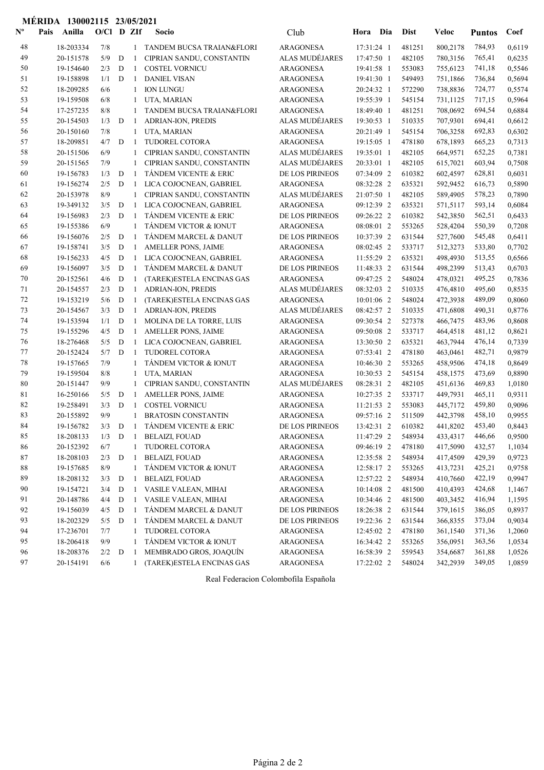**MÉRIDA 130002115 23/05/2021**

| Nº | Pais | Anilla | O/Cl | D | ZIf | Socio | Club | Hora | Dia | Dist | Veloc | Puntos | Coef |
|---|---|---|---|---|---|---|---|---|---|---|---|---|---|
| 48 | | 18-203334 | 7/8 | | 1 | TANDEM BUCSA TRAIAN&FLORI | ARAGONESA | 17:31:24 | 1 | 481251 | 800,2178 | 784,93 | 0,6119 |
| 49 | | 20-151578 | 5/9 | D | 1 | CIPRIAN SANDU, CONSTANTIN | ALAS MUDÉJARES | 17:47:50 | 1 | 482105 | 780,3156 | 765,41 | 0,6235 |
| 50 | | 19-154640 | 2/3 | D | 1 | COSTEL VORNICU | ARAGONESA | 19:41:58 | 1 | 553083 | 755,6123 | 741,18 | 0,5546 |
| 51 | | 19-158898 | 1/1 | D | 1 | DANIEL VISAN | ARAGONESA | 19:41:30 | 1 | 549493 | 751,1866 | 736,84 | 0,5694 |
| 52 | | 18-209285 | 6/6 | | 1 | ION LUNGU | ARAGONESA | 20:24:32 | 1 | 572290 | 738,8836 | 724,77 | 0,5574 |
| 53 | | 19-159508 | 6/8 | | 1 | UTA, MARIAN | ARAGONESA | 19:55:39 | 1 | 545154 | 731,1125 | 717,15 | 0,5964 |
| 54 | | 17-257235 | 8/8 | | 1 | TANDEM BUCSA TRAIAN&FLORI | ARAGONESA | 18:49:40 | 1 | 481251 | 708,0692 | 694,54 | 0,6884 |
| 55 | | 20-154503 | 1/3 | D | 1 | ADRIAN-ION, PREDIS | ALAS MUDÉJARES | 19:30:53 | 1 | 510335 | 707,9301 | 694,41 | 0,6612 |
| 56 | | 20-150160 | 7/8 | | 1 | UTA, MARIAN | ARAGONESA | 20:21:49 | 1 | 545154 | 706,3258 | 692,83 | 0,6302 |
| 57 | | 18-209851 | 4/7 | D | 1 | TUDOREL COTORA | ARAGONESA | 19:15:05 | 1 | 478180 | 678,1893 | 665,23 | 0,7313 |
| 58 | | 20-151506 | 6/9 | | 1 | CIPRIAN SANDU, CONSTANTIN | ALAS MUDÉJARES | 19:35:01 | 1 | 482105 | 664,9571 | 652,25 | 0,7381 |
| 59 | | 20-151565 | 7/9 | | 1 | CIPRIAN SANDU, CONSTANTIN | ALAS MUDÉJARES | 20:33:01 | 1 | 482105 | 615,7021 | 603,94 | 0,7508 |
| 60 | | 19-156783 | 1/3 | D | 1 | TÁNDEM VICENTE & ERIC | DE LOS PIRINEOS | 07:34:09 | 2 | 610382 | 602,4597 | 628,81 | 0,6031 |
| 61 | | 19-156274 | 2/5 | D | 1 | LICA COJOCNEAN, GABRIEL | ARAGONESA | 08:32:28 | 2 | 635321 | 592,9452 | 616,73 | 0,5890 |
| 62 | | 20-153978 | 8/9 | | 1 | CIPRIAN SANDU, CONSTANTIN | ALAS MUDÉJARES | 21:07:50 | 1 | 482105 | 589,4905 | 578,23 | 0,7890 |
| 63 | | 19-349132 | 3/5 | D | 1 | LICA COJOCNEAN, GABRIEL | ARAGONESA | 09:12:39 | 2 | 635321 | 571,5117 | 593,14 | 0,6084 |
| 64 | | 19-156983 | 2/3 | D | 1 | TÁNDEM VICENTE & ERIC | DE LOS PIRINEOS | 09:26:22 | 2 | 610382 | 542,3850 | 562,51 | 0,6433 |
| 65 | | 19-155386 | 6/9 | | 1 | TÁNDEM VICTOR & IONUT | ARAGONESA | 08:08:01 | 2 | 553265 | 528,4204 | 550,39 | 0,7208 |
| 66 | | 19-156076 | 2/5 | D | 1 | TÁNDEM MARCEL & DANUT | DE LOS PIRINEOS | 10:37:39 | 2 | 631544 | 527,7600 | 545,48 | 0,6411 |
| 67 | | 19-158741 | 3/5 | D | 1 | AMELLER PONS, JAIME | ARAGONESA | 08:02:45 | 2 | 533717 | 512,3273 | 533,80 | 0,7702 |
| 68 | | 19-156233 | 4/5 | D | 1 | LICA COJOCNEAN, GABRIEL | ARAGONESA | 11:55:29 | 2 | 635321 | 498,4930 | 513,55 | 0,6566 |
| 69 | | 19-156097 | 3/5 | D | 1 | TÁNDEM MARCEL & DANUT | DE LOS PIRINEOS | 11:48:33 | 2 | 631544 | 498,2399 | 513,43 | 0,6703 |
| 70 | | 20-152561 | 4/6 | D | 1 | (TAREK)ESTELA ENCINAS GAS | ARAGONESA | 09:47:25 | 2 | 548024 | 478,0321 | 495,25 | 0,7836 |
| 71 | | 20-154557 | 2/3 | D | 1 | ADRIAN-ION, PREDIS | ALAS MUDÉJARES | 08:32:03 | 2 | 510335 | 476,4810 | 495,60 | 0,8535 |
| 72 | | 19-153219 | 5/6 | D | 1 | (TAREK)ESTELA ENCINAS GAS | ARAGONESA | 10:01:06 | 2 | 548024 | 472,3938 | 489,09 | 0,8060 |
| 73 | | 20-154567 | 3/3 | D | 1 | ADRIAN-ION, PREDIS | ALAS MUDÉJARES | 08:42:57 | 2 | 510335 | 471,6808 | 490,31 | 0,8776 |
| 74 | | 19-153594 | 1/1 | D | 1 | MOLINA DE LA TORRE, LUIS | ARAGONESA | 09:30:54 | 2 | 527378 | 466,7475 | 483,96 | 0,8608 |
| 75 | | 19-155296 | 4/5 | D | 1 | AMELLER PONS, JAIME | ARAGONESA | 09:50:08 | 2 | 533717 | 464,4518 | 481,12 | 0,8621 |
| 76 | | 18-276468 | 5/5 | D | 1 | LICA COJOCNEAN, GABRIEL | ARAGONESA | 13:30:50 | 2 | 635321 | 463,7944 | 476,14 | 0,7339 |
| 77 | | 20-152424 | 5/7 | D | 1 | TUDOREL COTORA | ARAGONESA | 07:53:41 | 2 | 478180 | 463,0461 | 482,71 | 0,9879 |
| 78 | | 19-157665 | 7/9 | | 1 | TÁNDEM VICTOR & IONUT | ARAGONESA | 10:46:30 | 2 | 553265 | 458,9506 | 474,18 | 0,8649 |
| 79 | | 19-159504 | 8/8 | | 1 | UTA, MARIAN | ARAGONESA | 10:30:53 | 2 | 545154 | 458,1575 | 473,69 | 0,8890 |
| 80 | | 20-151447 | 9/9 | | 1 | CIPRIAN SANDU, CONSTANTIN | ALAS MUDÉJARES | 08:28:31 | 2 | 482105 | 451,6136 | 469,83 | 1,0180 |
| 81 | | 16-250166 | 5/5 | D | 1 | AMELLER PONS, JAIME | ARAGONESA | 10:27:35 | 2 | 533717 | 449,7931 | 465,11 | 0,9311 |
| 82 | | 19-258491 | 3/3 | D | 1 | COSTEL VORNICU | ARAGONESA | 11:21:53 | 2 | 553083 | 445,7172 | 459,80 | 0,9096 |
| 83 | | 20-155892 | 9/9 | | 1 | BRATOSIN CONSTANTIN | ARAGONESA | 09:57:16 | 2 | 511509 | 442,3798 | 458,10 | 0,9955 |
| 84 | | 19-156782 | 3/3 | D | 1 | TÁNDEM VICENTE & ERIC | DE LOS PIRINEOS | 13:42:31 | 2 | 610382 | 441,8202 | 453,40 | 0,8443 |
| 85 | | 18-208133 | 1/3 | D | 1 | BELAIZI, FOUAD | ARAGONESA | 11:47:29 | 2 | 548934 | 433,4317 | 446,66 | 0,9500 |
| 86 | | 20-152392 | 6/7 | | 1 | TUDOREL COTORA | ARAGONESA | 09:46:19 | 2 | 478180 | 417,5090 | 432,57 | 1,1034 |
| 87 | | 18-208103 | 2/3 | D | 1 | BELAIZI, FOUAD | ARAGONESA | 12:35:58 | 2 | 548934 | 417,4509 | 429,39 | 0,9723 |
| 88 | | 19-157685 | 8/9 | | 1 | TÁNDEM VICTOR & IONUT | ARAGONESA | 12:58:17 | 2 | 553265 | 413,7231 | 425,21 | 0,9758 |
| 89 | | 18-208132 | 3/3 | D | 1 | BELAIZI, FOUAD | ARAGONESA | 12:57:22 | 2 | 548934 | 410,7660 | 422,19 | 0,9947 |
| 90 | | 19-154721 | 3/4 | D | 1 | VASILE VALEAN, MIHAI | ARAGONESA | 10:14:08 | 2 | 481500 | 410,4393 | 424,68 | 1,1467 |
| 91 | | 20-148786 | 4/4 | D | 1 | VASILE VALEAN, MIHAI | ARAGONESA | 10:34:46 | 2 | 481500 | 403,3452 | 416,94 | 1,1595 |
| 92 | | 19-156039 | 4/5 | D | 1 | TÁNDEM MARCEL & DANUT | DE LOS PIRINEOS | 18:26:38 | 2 | 631544 | 379,1615 | 386,05 | 0,8937 |
| 93 | | 18-202329 | 5/5 | D | 1 | TÁNDEM MARCEL & DANUT | DE LOS PIRINEOS | 19:22:36 | 2 | 631544 | 366,8355 | 373,04 | 0,9034 |
| 94 | | 17-236701 | 7/7 | | 1 | TUDOREL COTORA | ARAGONESA | 12:45:02 | 2 | 478180 | 361,1540 | 371,36 | 1,2060 |
| 95 | | 18-206418 | 9/9 | | 1 | TÁNDEM VICTOR & IONUT | ARAGONESA | 16:34:42 | 2 | 553265 | 356,0951 | 363,56 | 1,0534 |
| 96 | | 18-208376 | 2/2 | D | 1 | MEMBRADO GROS, JOAQUÍN | ARAGONESA | 16:58:39 | 2 | 559543 | 354,6687 | 361,88 | 1,0526 |
| 97 | | 20-154191 | 6/6 | | 1 | (TAREK)ESTELA ENCINAS GAS | ARAGONESA | 17:22:02 | 2 | 548024 | 342,2939 | 349,05 | 1,0859 |

Real Federacion Colombofila Española